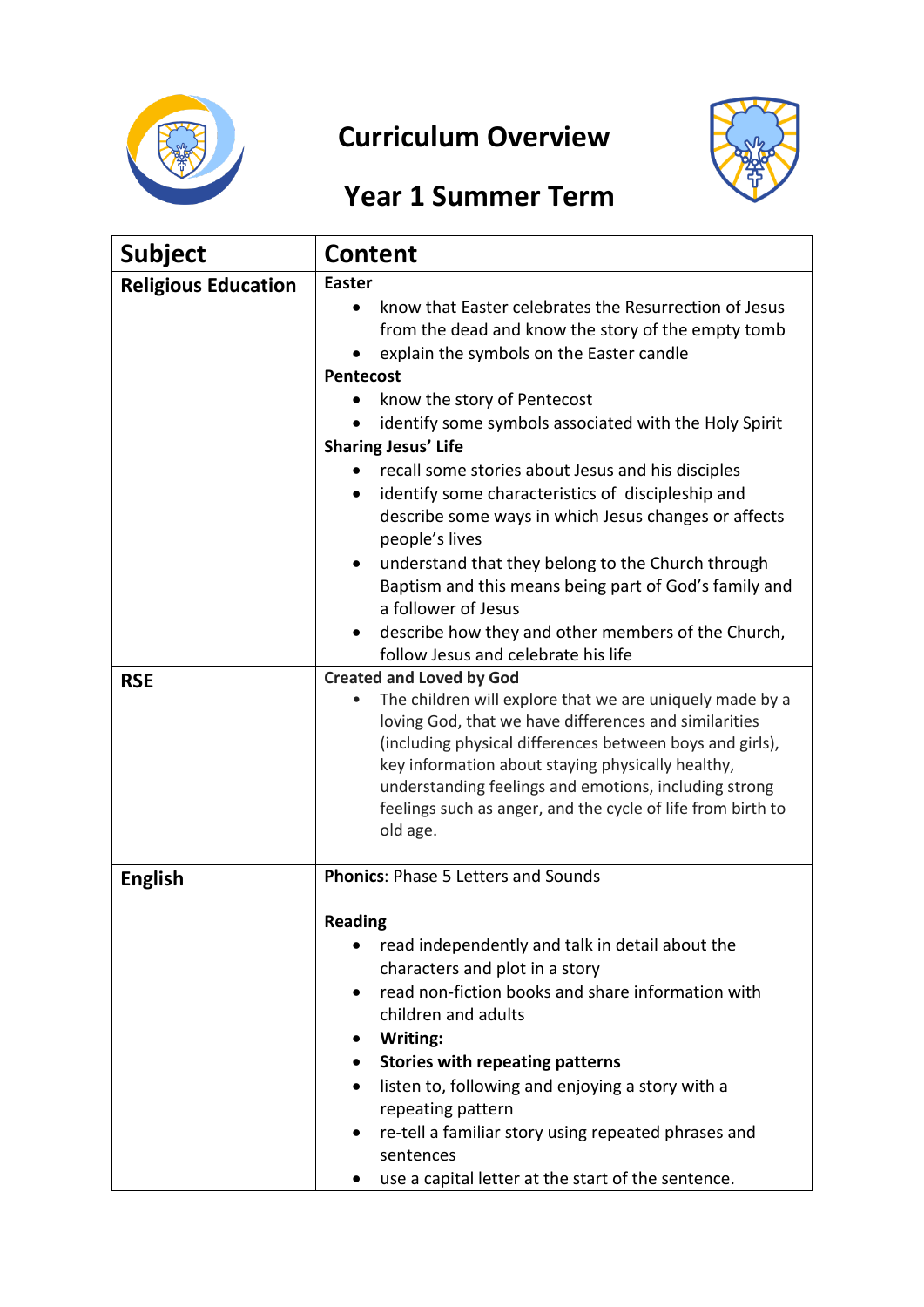# Curriculum Overview

## Year 1 Summer Term

| Subject | Content |
|---|---|
| **Religious Education** | **Easter**<br>• know that Easter celebrates the Resurrection of Jesus from the dead and know the story of the empty tomb<br>• explain the symbols on the Easter candle<br>**Pentecost**<br>• know the story of Pentecost<br>• identify some symbols associated with the Holy Spirit<br>**Sharing Jesus' Life**<br>• recall some stories about Jesus and his disciples<br>• identify some characteristics of discipleship and describe some ways in which Jesus changes or affects people's lives<br>• understand that they belong to the Church through Baptism and this means being part of God's family and a follower of Jesus<br>• describe how they and other members of the Church, follow Jesus and celebrate his life |
| **RSE** | **Created and Loved by God**<br>• The children will explore that we are uniquely made by a loving God, that we have differences and similarities (including physical differences between boys and girls), key information about staying physically healthy, understanding feelings and emotions, including strong feelings such as anger, and the cycle of life from birth to old age. |
| **English** | **Phonics**: Phase 5 Letters and Sounds<br><br>**Reading**<br>• read independently and talk in detail about the characters and plot in a story<br>• read non-fiction books and share information with children and adults<br>• **Writing:**<br>• **Stories with repeating patterns**<br>• listen to, following and enjoying a story with a repeating pattern<br>• re-tell a familiar story using repeated phrases and sentences<br>• use a capital letter at the start of the sentence. |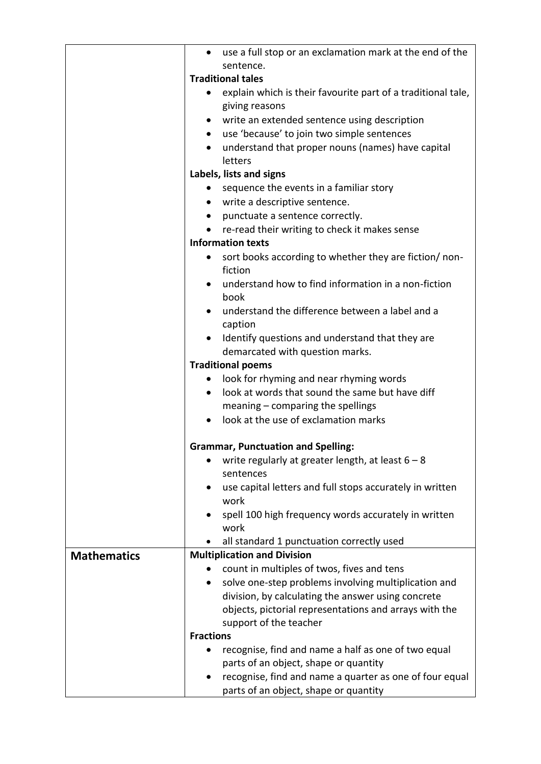| | |
|---|---|
| | <ul><li>use a full stop or an exclamation mark at the end of the sentence.</li></ul>**Traditional tales**<ul><li>explain which is their favourite part of a traditional tale, giving reasons</li><li>write an extended sentence using description</li><li>use 'because' to join two simple sentences</li><li>understand that proper nouns (names) have capital letters</li></ul>**Labels, lists and signs**<ul><li>sequence the events in a familiar story</li><li>write a descriptive sentence.</li><li>punctuate a sentence correctly.</li><li>re-read their writing to check it makes sense</li></ul>**Information texts**<ul><li>sort books according to whether they are fiction/ non-fiction</li><li>understand how to find information in a non-fiction book</li><li>understand the difference between a label and a caption</li><li>Identify questions and understand that they are demarcated with question marks.</li></ul>**Traditional poems**<ul><li>look for rhyming and near rhyming words</li><li>look at words that sound the same but have diff meaning – comparing the spellings</li><li>look at the use of exclamation marks</li></ul>**Grammar, Punctuation and Spelling:**<ul><li>write regularly at greater length, at least 6 – 8 sentences</li><li>use capital letters and full stops accurately in written work</li><li>spell 100 high frequency words accurately in written work</li><li>all standard 1 punctuation correctly used</li></ul> |
| **Mathematics** | **Multiplication and Division**<ul><li>count in multiples of twos, fives and tens</li><li>solve one-step problems involving multiplication and division, by calculating the answer using concrete objects, pictorial representations and arrays with the support of the teacher</li></ul>**Fractions**<ul><li>recognise, find and name a half as one of two equal parts of an object, shape or quantity</li><li>recognise, find and name a quarter as one of four equal parts of an object, shape or quantity</li></ul> |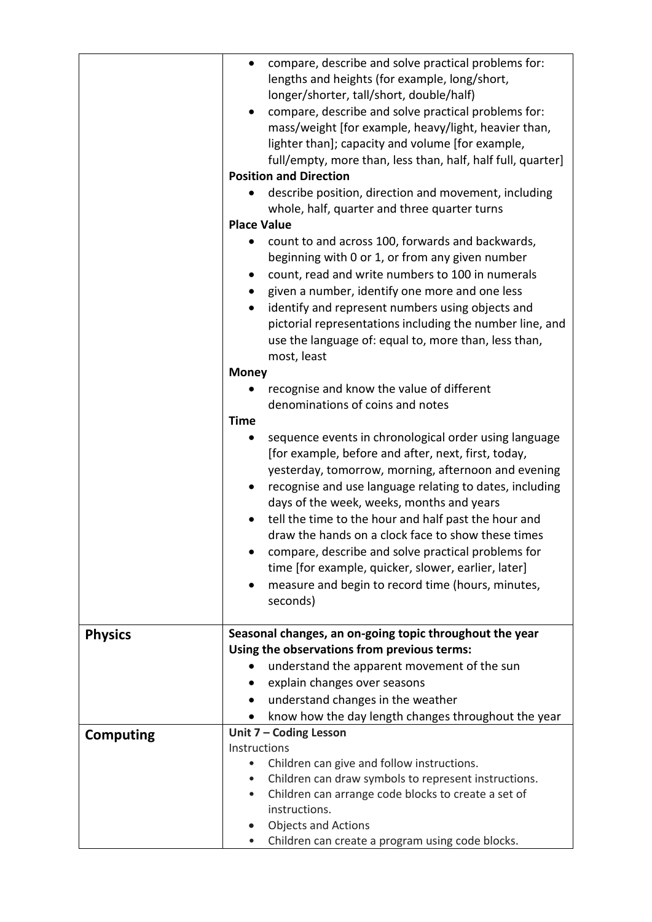| | |
|---|---|
| | • compare, describe and solve practical problems for: lengths and heights (for example, long/short, longer/shorter, tall/short, double/half)<br>• compare, describe and solve practical problems for: mass/weight [for example, heavy/light, heavier than, lighter than]; capacity and volume [for example, full/empty, more than, less than, half, half full, quarter]<br>**Position and Direction**<br>• describe position, direction and movement, including whole, half, quarter and three quarter turns<br>**Place Value**<br>• count to and across 100, forwards and backwards, beginning with 0 or 1, or from any given number<br>• count, read and write numbers to 100 in numerals<br>• given a number, identify one more and one less<br>• identify and represent numbers using objects and pictorial representations including the number line, and use the language of: equal to, more than, less than, most, least<br>**Money**<br>• recognise and know the value of different denominations of coins and notes<br>**Time**<br>• sequence events in chronological order using language [for example, before and after, next, first, today, yesterday, tomorrow, morning, afternoon and evening<br>• recognise and use language relating to dates, including days of the week, weeks, months and years<br>• tell the time to the hour and half past the hour and draw the hands on a clock face to show these times<br>• compare, describe and solve practical problems for time [for example, quicker, slower, earlier, later]<br>• measure and begin to record time (hours, minutes, seconds) |
| **Physics** | **Seasonal changes, an on-going topic throughout the year**<br>**Using the observations from previous terms:**<br>• understand the apparent movement of the sun<br>• explain changes over seasons<br>• understand changes in the weather<br>• know how the day length changes throughout the year |
| **Computing** | **Unit 7 – Coding Lesson**<br>Instructions<br>• Children can give and follow instructions.<br>• Children can draw symbols to represent instructions.<br>• Children can arrange code blocks to create a set of instructions.<br>• Objects and Actions<br>• Children can create a program using code blocks. |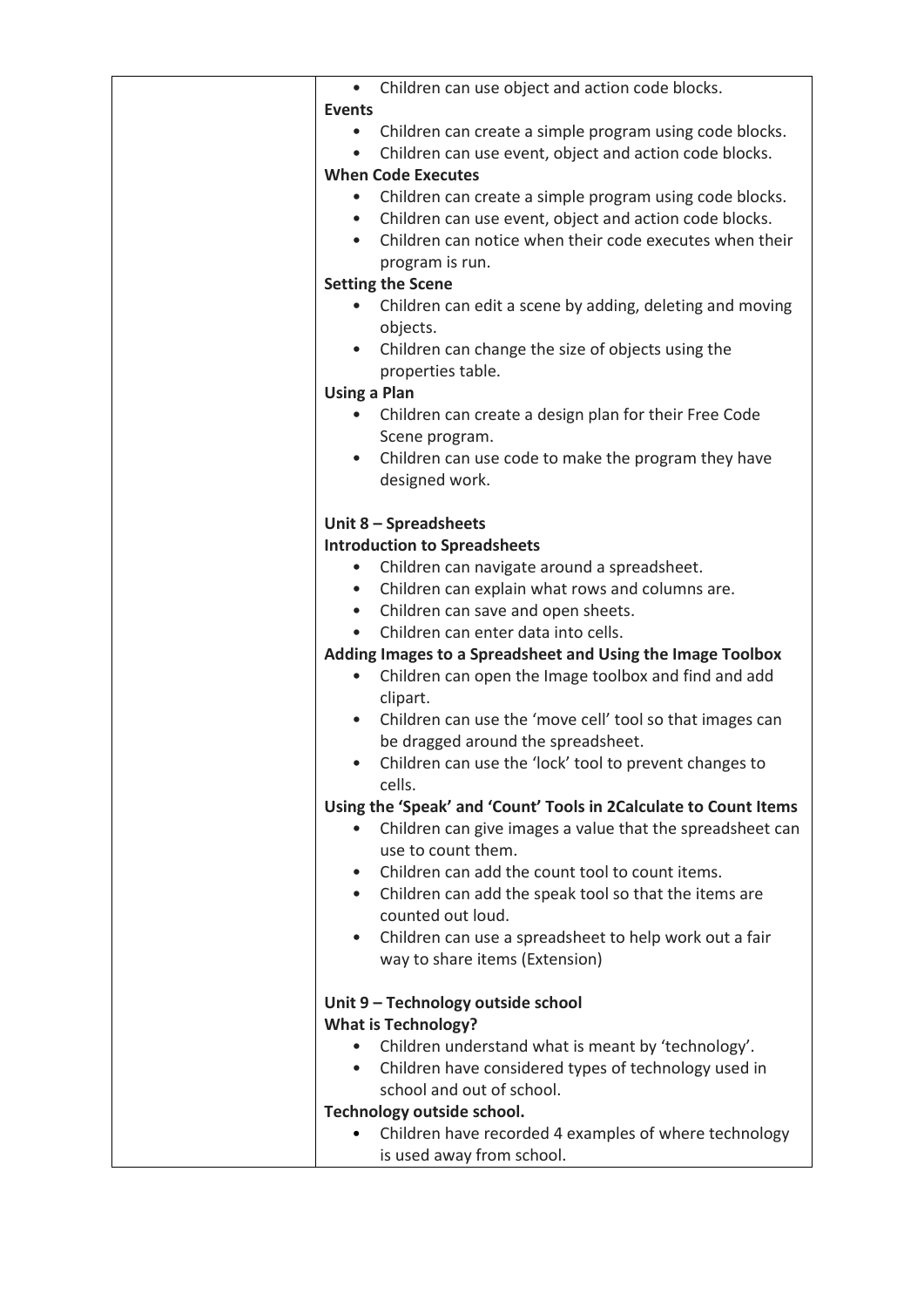| | - Children can use object and action code blocks.<br>**Events**<br>- Children can create a simple program using code blocks.<br>- Children can use event, object and action code blocks.<br>**When Code Executes**<br>- Children can create a simple program using code blocks.<br>- Children can use event, object and action code blocks.<br>- Children can notice when their code executes when their program is run.<br>**Setting the Scene**<br>- Children can edit a scene by adding, deleting and moving objects.<br>- Children can change the size of objects using the properties table.<br>**Using a Plan**<br>- Children can create a design plan for their Free Code Scene program.<br>- Children can use code to make the program they have designed work.<br><br>**Unit 8 – Spreadsheets**<br>**Introduction to Spreadsheets**<br>- Children can navigate around a spreadsheet.<br>- Children can explain what rows and columns are.<br>- Children can save and open sheets.<br>- Children can enter data into cells.<br>**Adding Images to a Spreadsheet and Using the Image Toolbox**<br>- Children can open the Image toolbox and find and add clipart.<br>- Children can use the 'move cell' tool so that images can be dragged around the spreadsheet.<br>- Children can use the 'lock' tool to prevent changes to cells.<br>**Using the 'Speak' and 'Count' Tools in 2Calculate to Count Items**<br>- Children can give images a value that the spreadsheet can use to count them.<br>- Children can add the count tool to count items.<br>- Children can add the speak tool so that the items are counted out loud.<br>- Children can use a spreadsheet to help work out a fair way to share items (Extension)<br><br>**Unit 9 – Technology outside school**<br>**What is Technology?**<br>- Children understand what is meant by 'technology'.<br>- Children have considered types of technology used in school and out of school.<br>**Technology outside school.**<br>- Children have recorded 4 examples of where technology is used away from school. |
|---|---|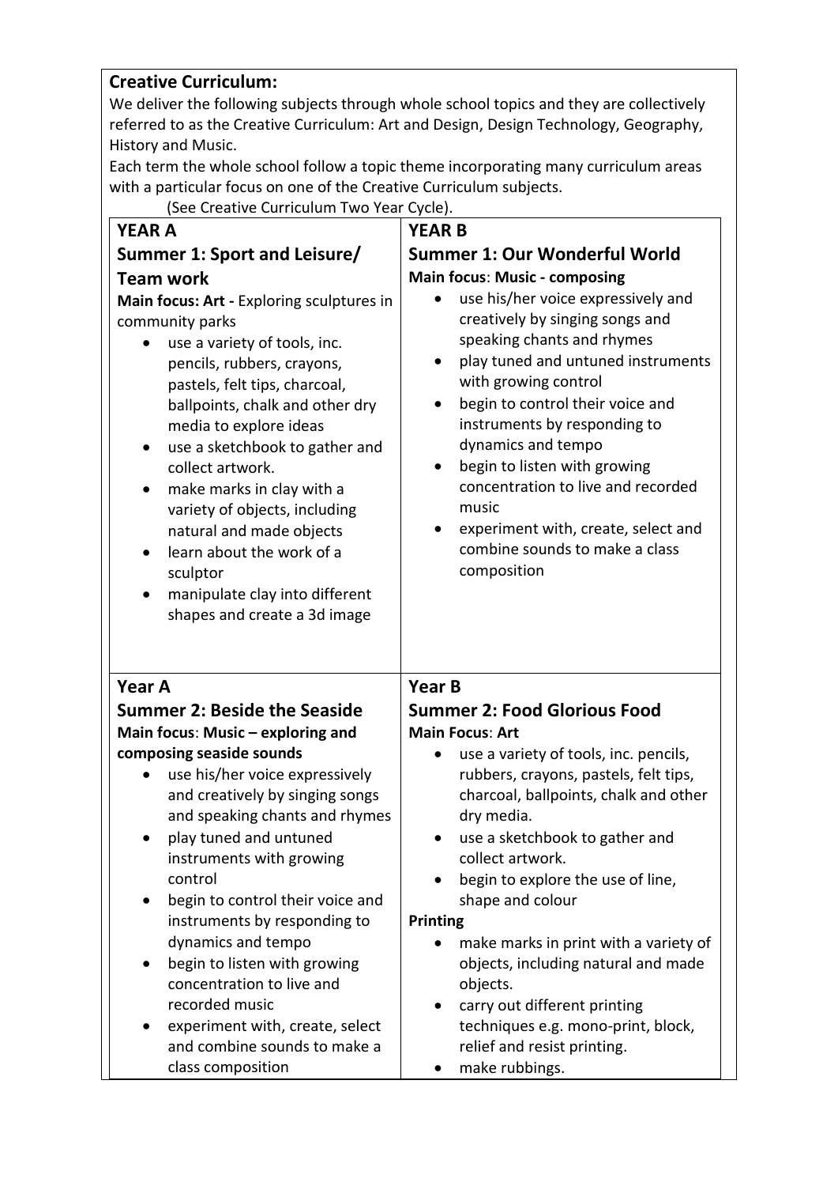**Creative Curriculum:**

We deliver the following subjects through whole school topics and they are collectively referred to as the Creative Curriculum: Art and Design, Design Technology, Geography, History and Music.

Each term the whole school follow a topic theme incorporating many curriculum areas with a particular focus on one of the Creative Curriculum subjects.

(See Creative Curriculum Two Year Cycle).

| **YEAR A**<br>**Summer 1: Sport and Leisure/ Team work**<br>**Main focus: Art -** Exploring sculptures in community parks<br>• use a variety of tools, inc. pencils, rubbers, crayons, pastels, felt tips, charcoal, ballpoints, chalk and other dry media to explore ideas<br>• use a sketchbook to gather and collect artwork.<br>• make marks in clay with a variety of objects, including natural and made objects<br>• learn about the work of a sculptor<br>• manipulate clay into different shapes and create a 3d image | **YEAR B**<br>**Summer 1: Our Wonderful World**<br>**Main focus**: **Music - composing**<br>• use his/her voice expressively and creatively by singing songs and speaking chants and rhymes<br>• play tuned and untuned instruments with growing control<br>• begin to control their voice and instruments by responding to dynamics and tempo<br>• begin to listen with growing concentration to live and recorded music<br>• experiment with, create, select and combine sounds to make a class composition |
|---|---|
| **Year A**<br>**Summer 2: Beside the Seaside**<br>**Main focus**: **Music – exploring and composing seaside sounds**<br>• use his/her voice expressively and creatively by singing songs and speaking chants and rhymes<br>• play tuned and untuned instruments with growing control<br>• begin to control their voice and instruments by responding to dynamics and tempo<br>• begin to listen with growing concentration to live and recorded music<br>• experiment with, create, select and combine sounds to make a class composition | **Year B**<br>**Summer 2: Food Glorious Food**<br>**Main Focus**: **Art**<br>• use a variety of tools, inc. pencils, rubbers, crayons, pastels, felt tips, charcoal, ballpoints, chalk and other dry media.<br>• use a sketchbook to gather and collect artwork.<br>• begin to explore the use of line, shape and colour<br>**Printing**<br>• make marks in print with a variety of objects, including natural and made objects.<br>• carry out different printing techniques e.g. mono-print, block, relief and resist printing.<br>• make rubbings. |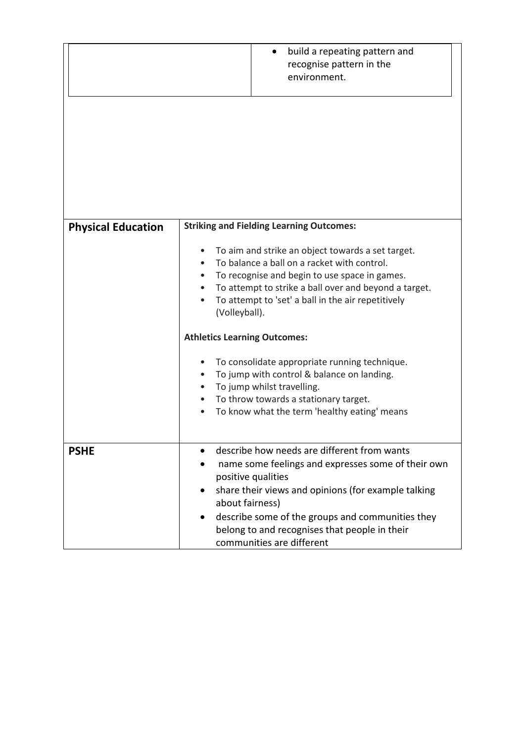| | |
|---|---|
| | • build a repeating pattern and recognise pattern in the environment. |

| | |
|---|---|
| **Physical Education** | **Striking and Fielding Learning Outcomes:**<br><br>• To aim and strike an object towards a set target.<br>• To balance a ball on a racket with control.<br>• To recognise and begin to use space in games.<br>• To attempt to strike a ball over and beyond a target.<br>• To attempt to 'set' a ball in the air repetitively (Volleyball).<br><br>**Athletics Learning Outcomes:**<br><br>• To consolidate appropriate running technique.<br>• To jump with control & balance on landing.<br>• To jump whilst travelling.<br>• To throw towards a stationary target.<br>• To know what the term 'healthy eating' means |
| **PSHE** | • describe how needs are different from wants<br>• name some feelings and expresses some of their own positive qualities<br>• share their views and opinions (for example talking about fairness)<br>• describe some of the groups and communities they belong to and recognises that people in their communities are different |